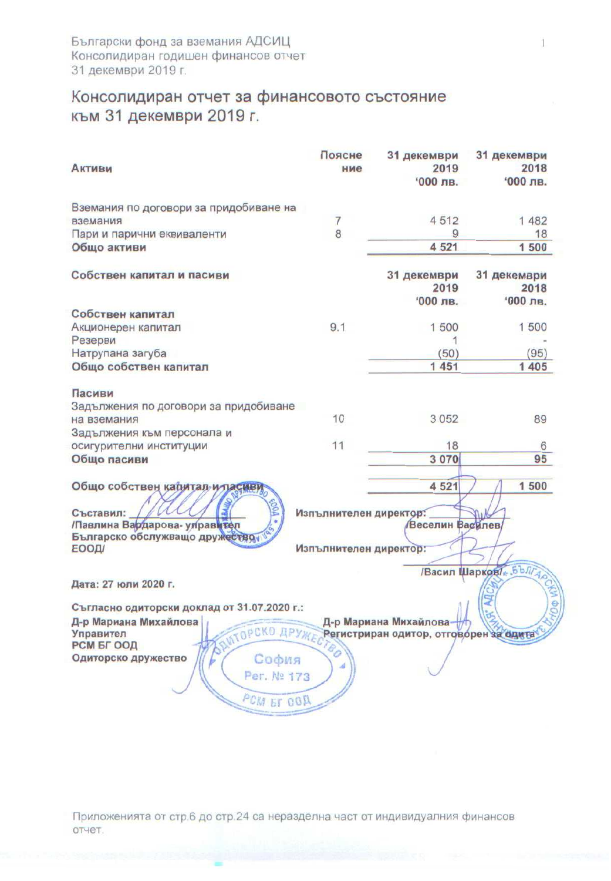Български фонд за вземания АДСИЦ
Консолидиран годишен финансов отчет
31 декември 2019 г.

# Консолидиран отчет за финансовото състояние към 31 декември 2019 г.

| **Активи** | **Пояснение** | **31 декември 2019 '000 лв.** | **31 декември 2018 '000 лв.** |
|---|---|---|---|
| Вземания по договори за придобиване на вземания | 7 | 4 512 | 1 482 |
| Пари и парични еквиваленти | 8 | 9 | 18 |
| **Общо активи** | | **4 521** | **1 500** |

| **Собствен капитал и пасиви** | | **31 декември 2019 '000 лв.** | **31 декември 2018 '000 лв.** |
|---|---|---|---|
| **Собствен капитал** | | | |
| Акционерен капитал | 9.1 | 1 500 | 1 500 |
| Резерви | | 1 | - |
| Натрупана загуба | | (50) | (95) |
| **Общо собствен капитал** | | **1 451** | **1 405** |
| **Пасиви** | | | |
| Задължения по договори за придобиване на вземания | 10 | 3 052 | 89 |
| Задължения към персонала и осигурителни институции | 11 | 18 | 6 |
| **Общо пасиви** | | **3 070** | **95** |
| **Общо собствен капитал и пасиви** | | **4 521** | **1 500** |

**Съставил:** ____________
**/Павлина Вардарова- управител**
**Българско обслужващо дружество ЕООД/**

**Изпълнителен директор:** ____________
**/Веселин Василев/**

**Изпълнителен директор:** ____________
**/Васил Шарков/**

**Дата: 27 юли 2020 г.**

**Съгласно одиторски доклад от 31.07.2020 г.:**

**Д-р Мариана Михайлова**
**Управител**
**РСМ БГ ООД**
**Одиторско дружество**

**Д-р Мариана Михайлова**
**Регистриран одитор, отговорен за одита**

Приложенията от стр.6 до стр.24 са неразделна част от индивидуалния финансов отчет.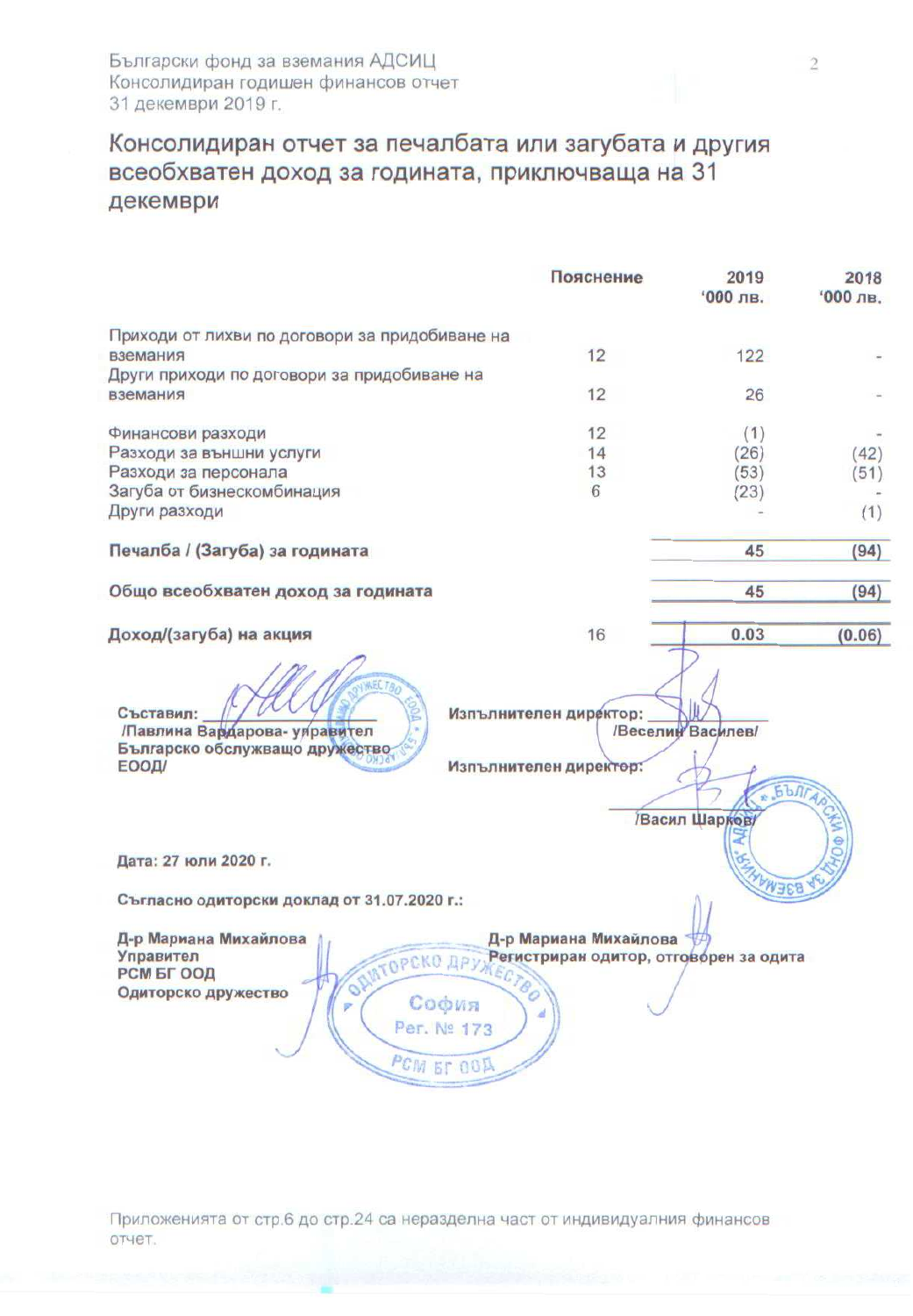# Консолидиран отчет за печалбата или загубата и другия всеобхватен доход за годината, приключваща на 31 декември

| | Пояснение | 2019 '000 лв. | 2018 '000 лв. |
|---|---|---|---|
| Приходи от лихви по договори за придобиване на вземания | 12 | 122 | - |
| Други приходи по договори за придобиване на вземания | 12 | 26 | - |
| Финансови разходи | 12 | (1) | - |
| Разходи за външни услуги | 14 | (26) | (42) |
| Разходи за персонала | 13 | (53) | (51) |
| Загуба от бизнескомбинация | 6 | (23) | - |
| Други разходи | | - | (1) |
| **Печалба / (Загуба) за годината** | | **45** | **(94)** |
| **Общо всеобхватен доход за годината** | | **45** | **(94)** |
| **Доход/(загуба) на акция** | 16 | **0.03** | **(0.06)** |

**Съставил:** ______________
**/Павлина Вардарова- управител**
**Българско обслужващо дружество ЕООД/**

**Изпълнителен директор:** ______________
**/Веселин Василев/**

**Изпълнителен директор:** ______________
**/Васил Шарков/**

**Дата: 27 юли 2020 г.**

**Съгласно одиторски доклад от 31.07.2020 г.:**

**Д-р Мариана Михайлова**
**Управител**
**РСМ БГ ООД**
**Одиторско дружество**

**Д-р Мариана Михайлова**
**Регистриран одитор, отговорен за одита**

Приложенията от стр.6 до стр.24 са неразделна част от индивидуалния финансов отчет.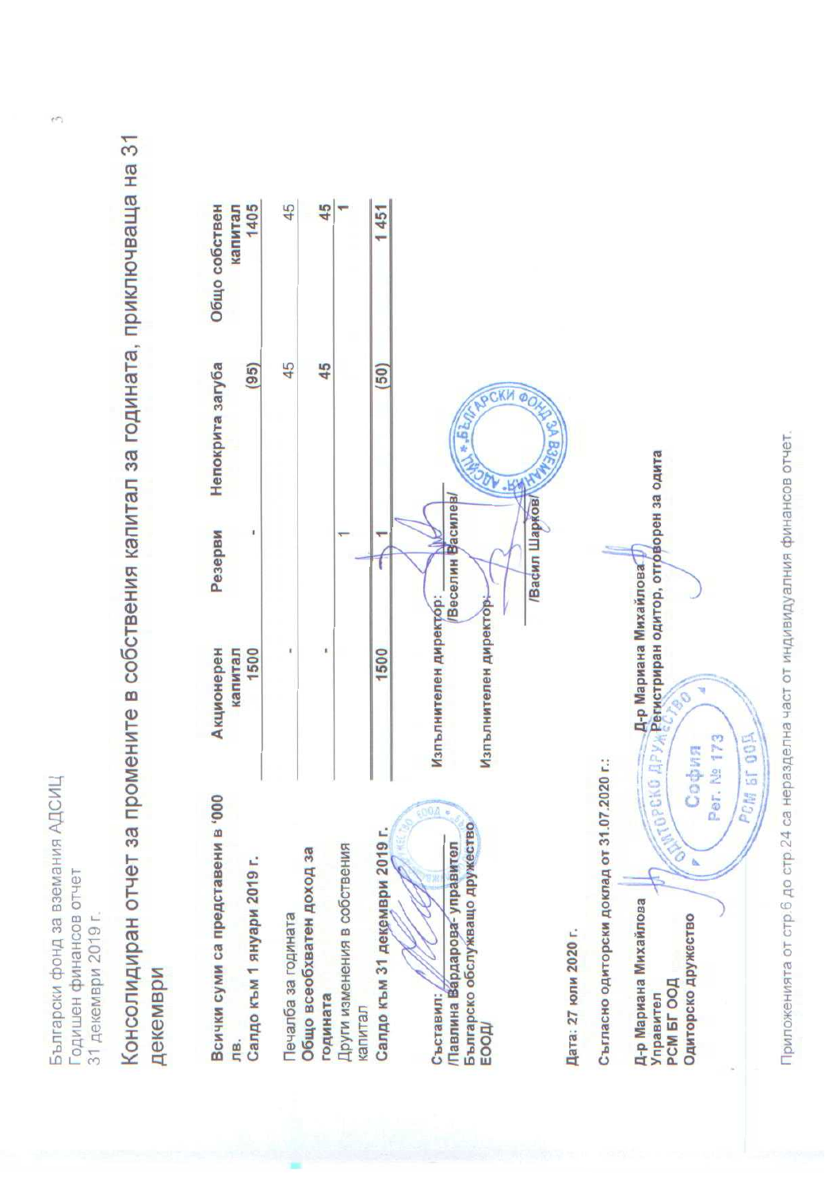# Консолидиран отчет за промените в собствения капитал за годината, приключваща на 31 декември

| Всички суми са представени в '000 лв. | Акционерен капитал | Резерви | Непокрита загуба | Общо собствен капитал |
|---|---|---|---|---|
| **Салдо към 1 януари 2019 г.** | 1500 | - | (95) | 1405 |
| Печалба за годината | - | | 45 | 45 |
| **Общо всеобхватен доход за годината** | - | | 45 | 45 |
| Други изменения в собствения капитал | | 1 | | 1 |
| **Салдо към 31 декември 2019 г.** | 1500 | 1 | (50) | 1 451 |

Съставил: /Павлина Вардарова- управител Българско обслужващо дружество ЕООД/

Изпълнителен директор: /Веселин Василев/

Изпълнителен директор: /Васил Шарков/

Дата: 27 юли 2020 г.

Съгласно одиторски доклад от 31.07.2020 г.:

Д-р Мариана Михайлова
Управител
РСМ БГ ООД
Одиторско дружество

Д-р Мариана Михайлова
Регистриран одитор, отговорен за одита

Приложенията от стр.6 до стр.24 са неразделна част от индивидуалния финансов отчет.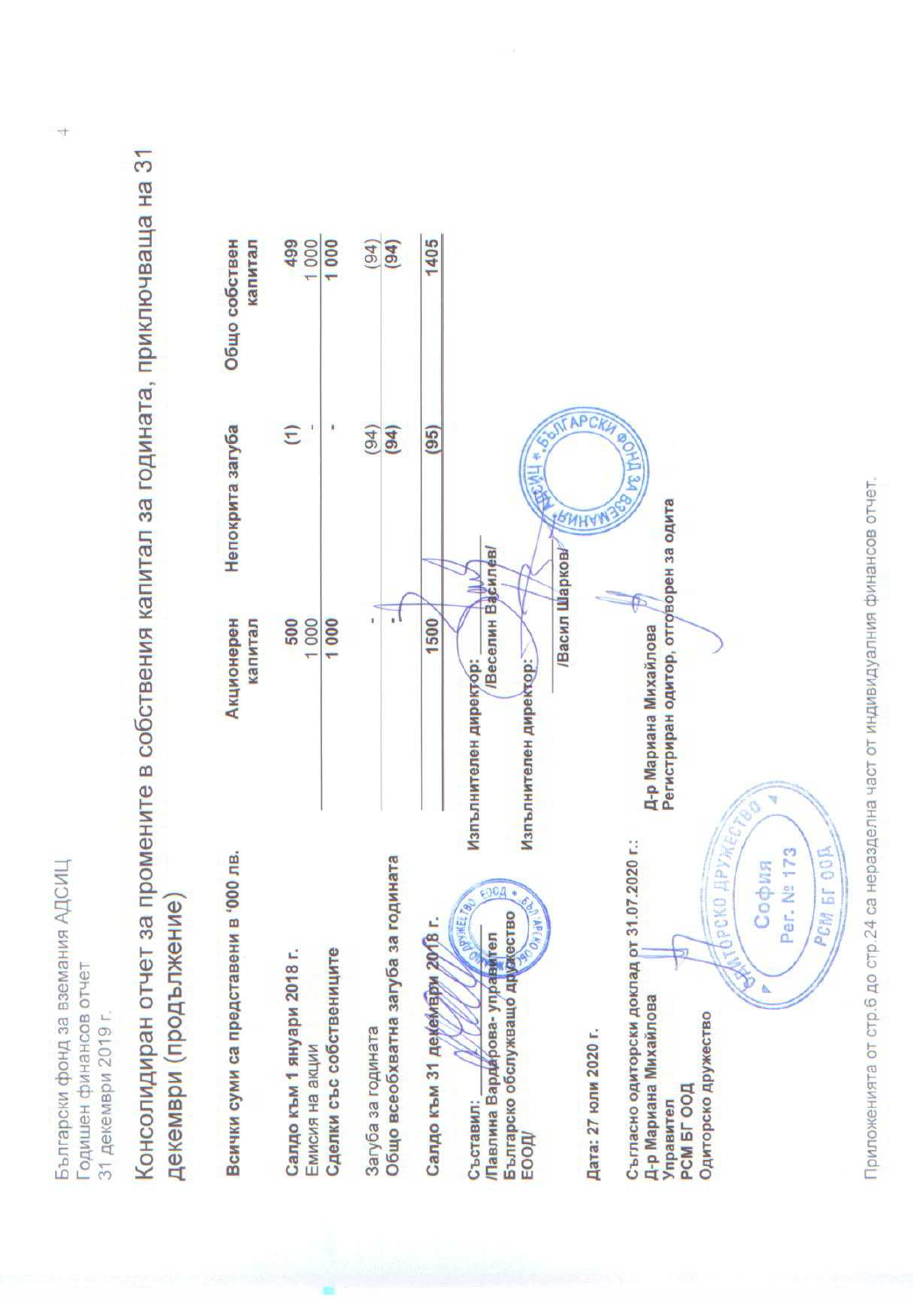Български фонд за вземания АДСИЦ
Годишен финансов отчет
31 декември 2019 г.

# Консолидиран отчет за промените в собствения капитал за годината, приключваща на 31 декември (продължение)

| Всички суми са представени в '000 лв. | Акционерен капитал | Непокрита загуба | Общо собствен капитал |
|---|---|---|---|
| **Салдо към 1 януари 2018 г.** | 500 | (1) | 499 |
| Емисия на акции | 1 000 | - | 1 000 |
| **Сделки със собствениците** | **1 000** | - | **1 000** |
| Загуба за годината | - | (94) | (94) |
| **Общо всеобхватна загуба за годината** | - | (94) | (94) |
| **Салдо към 31 декември 2018 г.** | **1500** | **(95)** | **1405** |

Съставил: ____________
/Павлина Вардарова- управител
Българско обслужващо дружество ЕООД/

Изпълнителен директор: ____________
/Веселин Василев/

Изпълнителен директор: ____________
/Васил Шарков/

Дата: 27 юли 2020 г.

Съгласно одиторски доклад от 31.07.2020 г.:
Д-р Мариана Михайлова
Управител
РСМ БГ ООД
Одиторско дружество

Д-р Мариана Михайлова
Регистриран одитор, отговорен за одита

Приложенията от стр.6 до стр.24 са неразделна част от индивидуалния финансов отчет.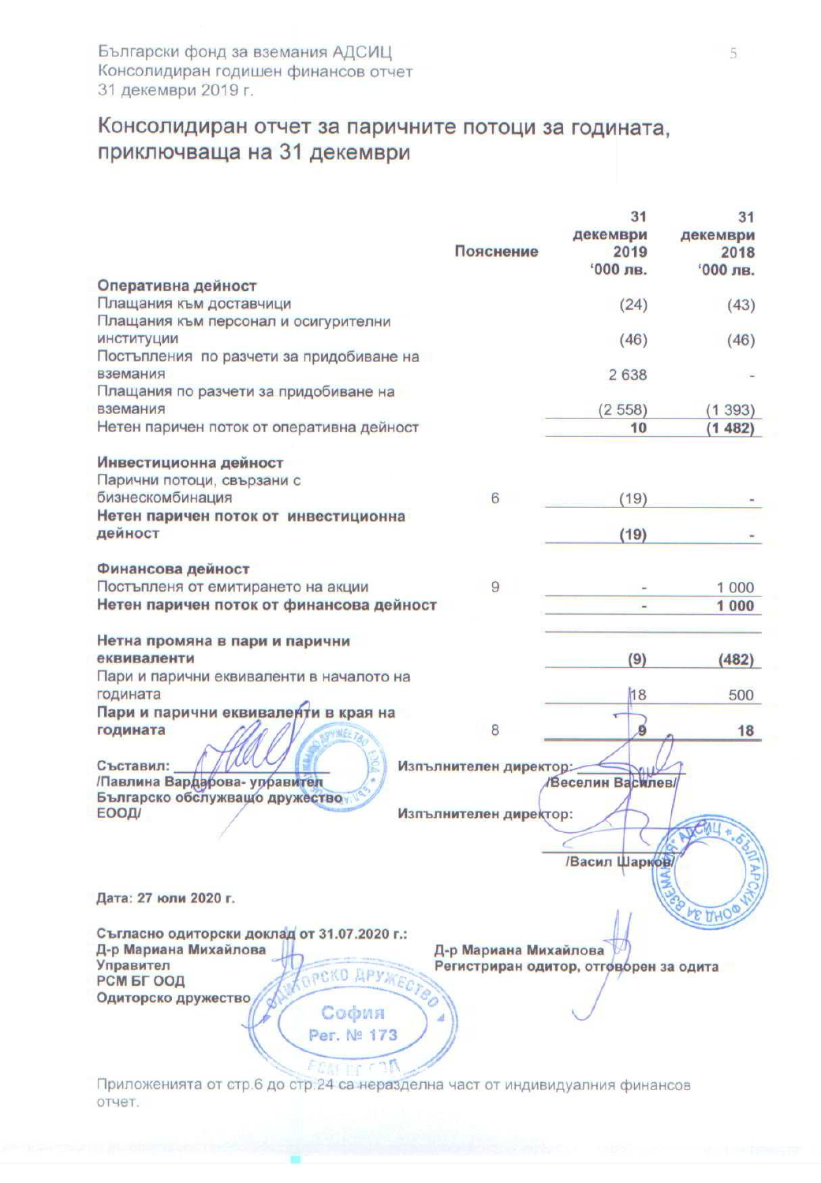Български фонд за вземания АДСИЦ
Консолидиран годишен финансов отчет
31 декември 2019 г.

# Консолидиран отчет за паричните потоци за годината, приключваща на 31 декември

| | Пояснение | 31 декември 2019 '000 лв. | 31 декември 2018 '000 лв. |
|---|---|---|---|
| **Оперативна дейност** | | | |
| Плащания към доставчици | | (24) | (43) |
| Плащания към персонал и осигурителни институции | | (46) | (46) |
| Постъпления по разчети за придобиване на вземания | | 2 638 | - |
| Плащания по разчети за придобиване на вземания | | (2 558) | (1 393) |
| Нетен паричен поток от оперативна дейност | | **10** | **(1 482)** |
| **Инвестиционна дейност** | | | |
| Парични потоци, свързани с бизнескомбинация | 6 | (19) | - |
| **Нетен паричен поток от инвестиционна дейност** | | **(19)** | **-** |
| **Финансова дейност** | | | |
| Постъпленя от емитирането на акции | 9 | - | 1 000 |
| **Нетен паричен поток от финансова дейност** | | **-** | **1 000** |
| **Нетна промяна в пари и парични еквиваленти** | | **(9)** | **(482)** |
| Пари и парични еквиваленти в началото на годината | | 18 | 500 |
| **Пари и парични еквиваленти в края на годината** | 8 | **9** | **18** |

**Съставил:** ____________
**/Павлина Вардарова- управител Българско обслужващо дружество ЕООД/**

**Изпълнителен директор:** ____________
**/Веселин Василев/**

**Изпълнителен директор:** ____________
**/Васил Шарков/**

**Дата: 27 юли 2020 г.**

**Съгласно одиторски доклад от 31.07.2020 г.:**

**Д-р Мариана Михайлова**
**Управител**
**РСМ БГ ООД**
**Одиторско дружество**

**Д-р Мариана Михайлова**
**Регистриран одитор, отговорен за одита**

Приложенията от стр.6 до стр.24 са неразделна част от индивидуалния финансов отчет.